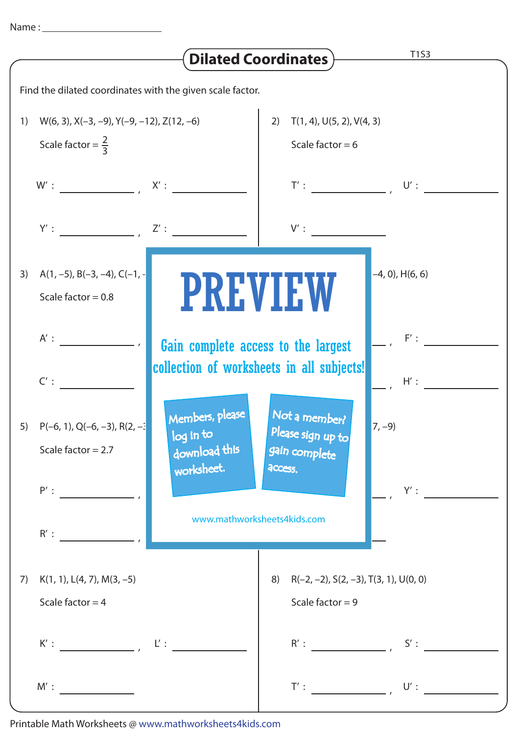Name : ____________________

# Dilated Coordinates

T1S3

Find the dilated coordinates with the given scale factor.

1) W(6, 3), X(–3, –9), Y(–9, –12), Z(12, –6)

Scale factor = $\frac{2}{3}$

W′ : ____________ , X′ : ____________

Y′ : ____________ , Z′ : ____________

2) T(1, 4), U(5, 2), V(4, 3)

Scale factor = 6

T′ : ____________ , U′ : ____________

V′ : ____________

3) A(1, –5), B(–3, –4), C(–1, -

Scale factor = 0.8

A′ : ____________ ,

C′ : ____________

–4, 0), H(6, 6)

____ , F′ : ____________

____ , H′ : ____________

PREVIEW

Gain complete access to the largest collection of worksheets in all subjects!

Members, please log in to download this worksheet.

Not a member? Please sign up to gain complete access.

www.mathworksheets4kids.com

5) P(–6, 1), Q(–6, –3), R(2, –3

Scale factor = 2.7

P′ : ____________ ,

R′ : ____________ ,

7, –9)

____ , Y′ : ____________

7) K(1, 1), L(4, 7), M(3, –5)

Scale factor = 4

K′ : ____________ , L′ : ____________

M′ : ____________

8) R(–2, –2), S(2, –3), T(3, 1), U(0, 0)

Scale factor = 9

R′ : ____________ , S′ : ____________

T′ : ____________ , U′ : ____________

Printable Math Worksheets @ www.mathworksheets4kids.com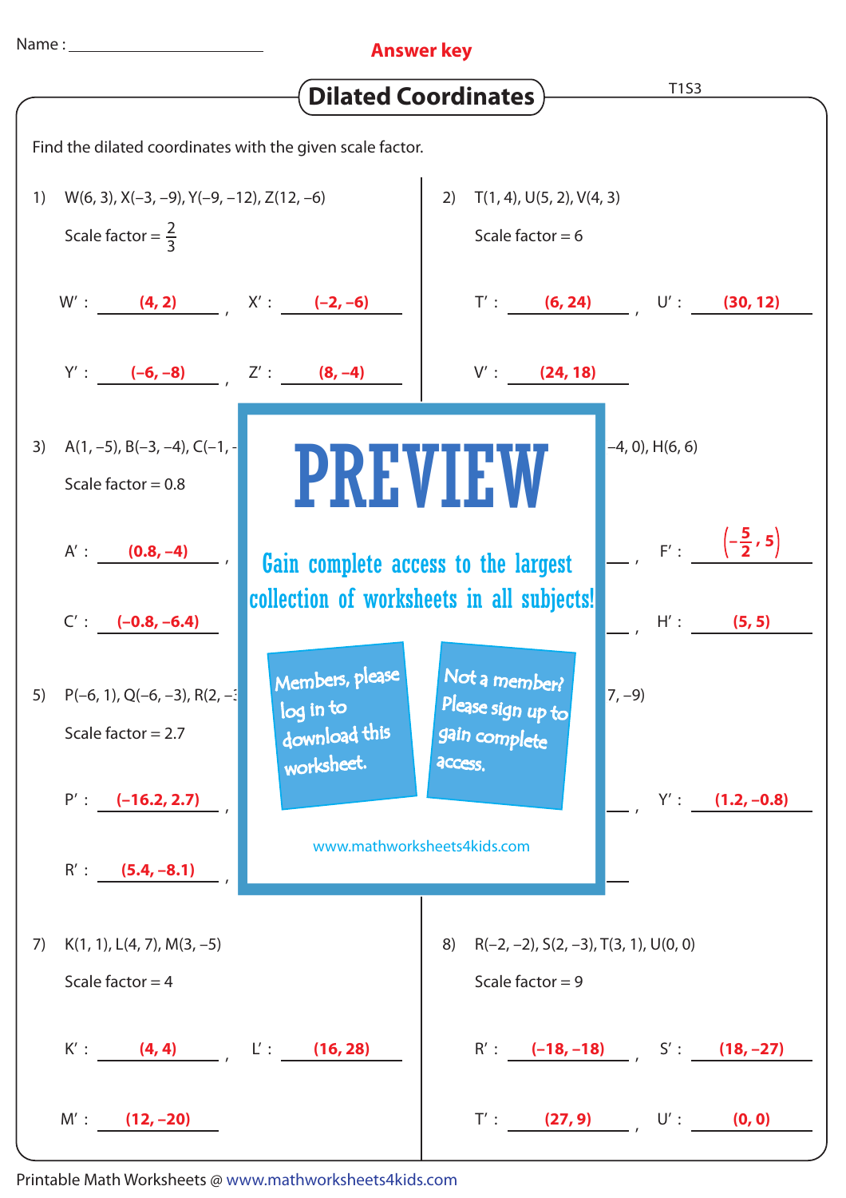Name : ____________________

**Answer key**

# Dilated Coordinates

T1S3

Find the dilated coordinates with the given scale factor.

1) W(6, 3), X(–3, –9), Y(–9, –12), Z(12, –6)

Scale factor = $\frac{2}{3}$

W′ : **(4, 2)** , X′ : **(–2, –6)**

Y′ : **(–6, –8)** , Z′ : **(8, –4)**

2) T(1, 4), U(5, 2), V(4, 3)

Scale factor = 6

T′ : **(6, 24)** , U′ : **(30, 12)**

V′ : **(24, 18)**

3) A(1, –5), B(–3, –4), C(–1, -

Scale factor = 0.8

A′ : **(0.8, –4)** ,

C′ : **(–0.8, –6.4)**

4) –4, 0), H(6, 6)

F′ : **$\left(-\frac{5}{2}, 5\right)$**

H′ : **(5, 5)**

PREVIEW

Gain complete access to the largest collection of worksheets in all subjects!

Members, please log in to download this worksheet.

Not a member? Please sign up to gain complete access.

www.mathworksheets4kids.com

5) P(–6, 1), Q(–6, –3), R(2, –3

Scale factor = 2.7

P′ : **(–16.2, 2.7)** ,

R′ : **(5.4, –8.1)** ,

6) 7, –9)

Y′ : **(1.2, –0.8)**

7) K(1, 1), L(4, 7), M(3, –5)

Scale factor = 4

K′ : **(4, 4)** , L′ : **(16, 28)**

M′ : **(12, –20)**

8) R(–2, –2), S(2, –3), T(3, 1), U(0, 0)

Scale factor = 9

R′ : **(–18, –18)** , S′ : **(18, –27)**

T′ : **(27, 9)** , U′ : **(0, 0)**

Printable Math Worksheets @ www.mathworksheets4kids.com